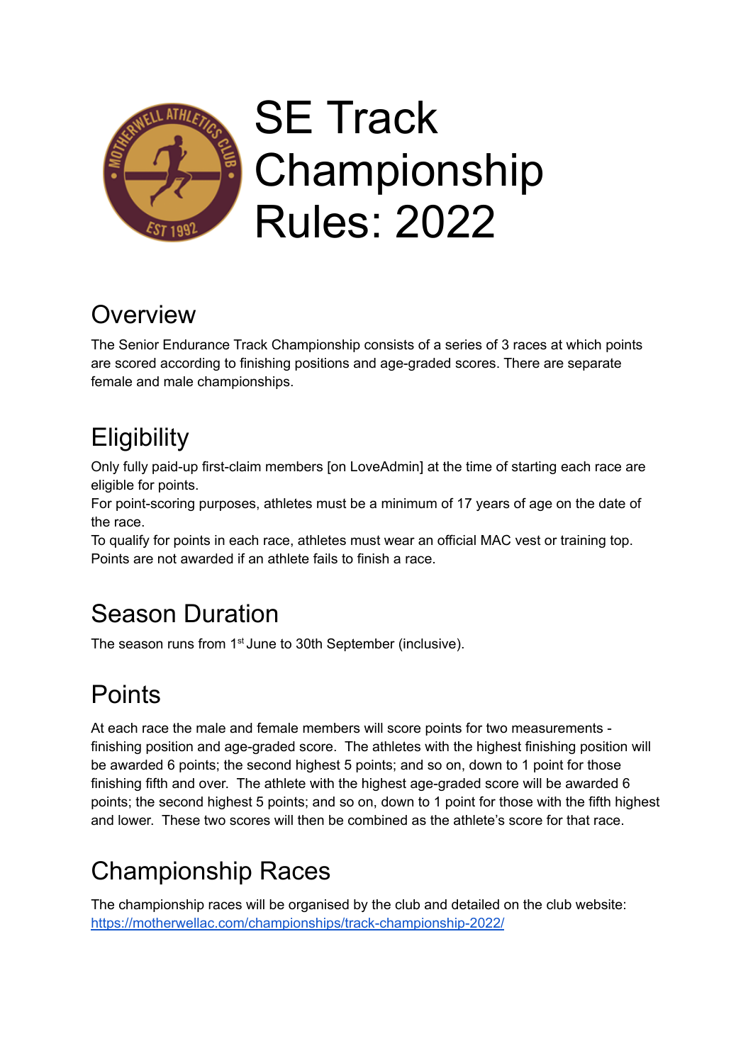# SE Track Championship Rules: 2022

## Overview

The Senior Endurance Track Championship consists of a series of 3 races at which points are scored according to finishing positions and age-graded scores. There are separate female and male championships.

## Eligibility

Only fully paid-up first-claim members [on LoveAdmin] at the time of starting each race are eligible for points.

For point-scoring purposes, athletes must be a minimum of 17 years of age on the date of the race.

To qualify for points in each race, athletes must wear an official MAC vest or training top.

Points are not awarded if an athlete fails to finish a race.

## Season Duration

The season runs from 1st June to 30th September (inclusive).

## Points

At each race the male and female members will score points for two measurements - finishing position and age-graded score. The athletes with the highest finishing position will be awarded 6 points; the second highest 5 points; and so on, down to 1 point for those finishing fifth and over. The athlete with the highest age-graded score will be awarded 6 points; the second highest 5 points; and so on, down to 1 point for those with the fifth highest and lower. These two scores will then be combined as the athlete's score for that race.

## Championship Races

The championship races will be organised by the club and detailed on the club website: [https://motherwellac.com/championships/track-championship-2022/](https://motherwellac.com/championships/track-championship-2022/)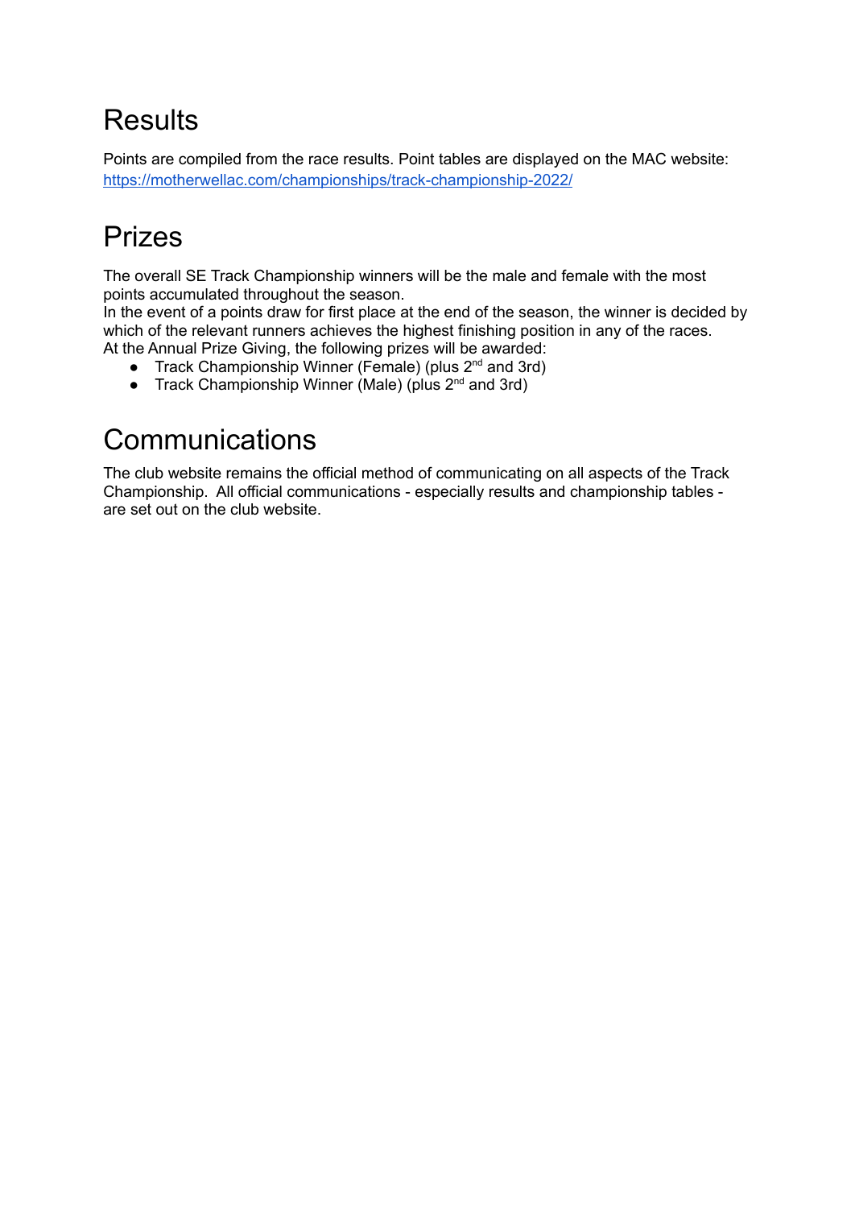# Results

Points are compiled from the race results. Point tables are displayed on the MAC website: [https://motherwellac.com/championships/track-championship-2022/](https://motherwellac.com/championships/track-championship-2022/)

# Prizes

The overall SE Track Championship winners will be the male and female with the most points accumulated throughout the season.
In the event of a points draw for first place at the end of the season, the winner is decided by which of the relevant runners achieves the highest finishing position in any of the races.
At the Annual Prize Giving, the following prizes will be awarded:

- Track Championship Winner (Female) (plus 2nd and 3rd)
- Track Championship Winner (Male) (plus 2nd and 3rd)

# Communications

The club website remains the official method of communicating on all aspects of the Track Championship. All official communications - especially results and championship tables - are set out on the club website.